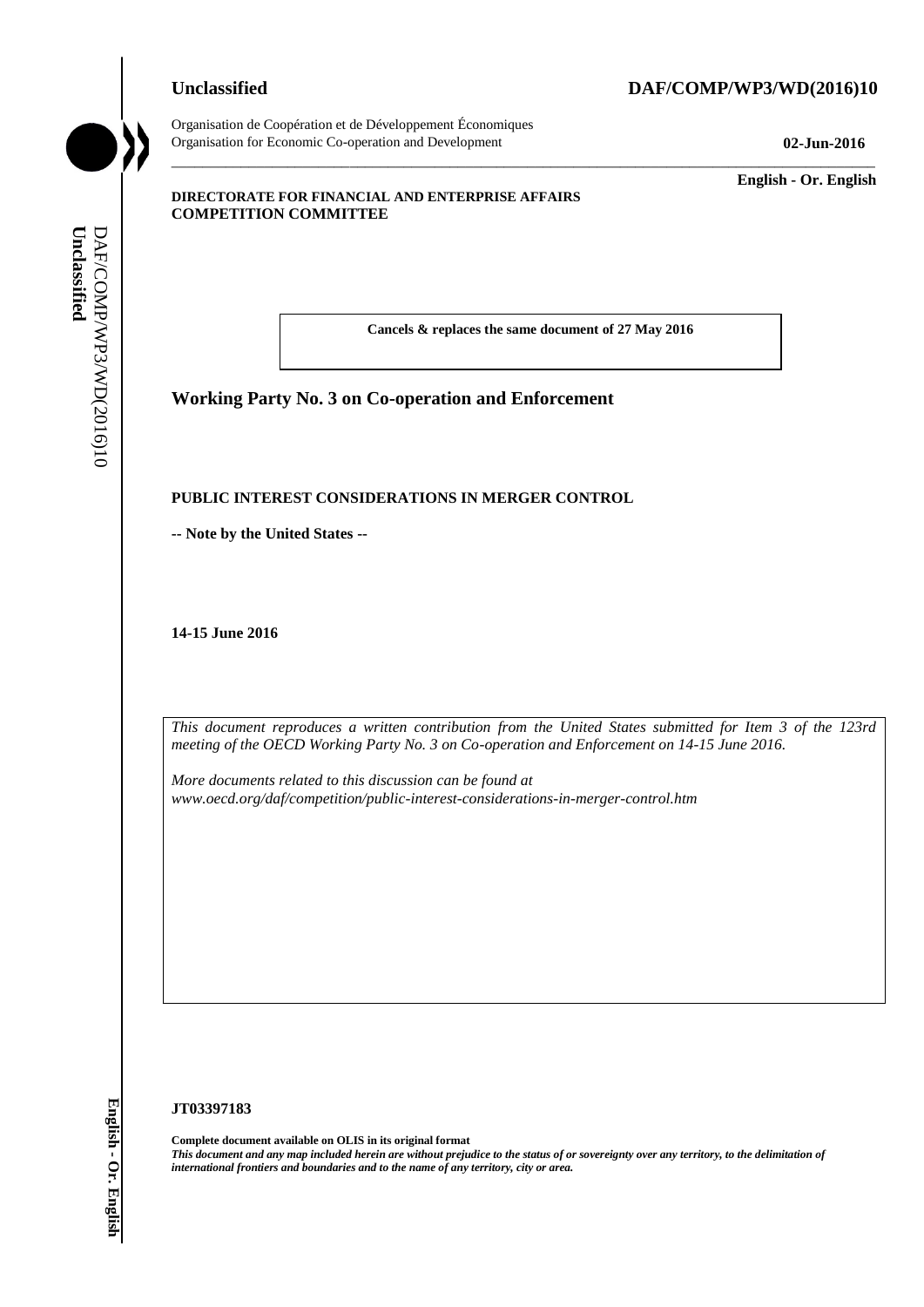**Unclassified** **DAF/COMP/WP3/WD(2016)10**

Organisation de Coopération et de Développement Économiques
Organisation for Economic Co-operation and Development **02-Jun-2016**

**English - Or. English**

**DIRECTORATE FOR FINANCIAL AND ENTERPRISE AFFAIRS**
**COMPETITION COMMITTEE**

**Cancels & replaces the same document of 27 May 2016**

## Working Party No. 3 on Co-operation and Enforcement

**PUBLIC INTEREST CONSIDERATIONS IN MERGER CONTROL**

**-- Note by the United States --**

**14-15 June 2016**

*This document reproduces a written contribution from the United States submitted for Item 3 of the 123rd meeting of the OECD Working Party No. 3 on Co-operation and Enforcement on 14-15 June 2016.*

*More documents related to this discussion can be found at www.oecd.org/daf/competition/public-interest-considerations-in-merger-control.htm*

**JT03397183**

**Complete document available on OLIS in its original format**
***This document and any map included herein are without prejudice to the status of or sovereignty over any territory, to the delimitation of international frontiers and boundaries and to the name of any territory, city or area.***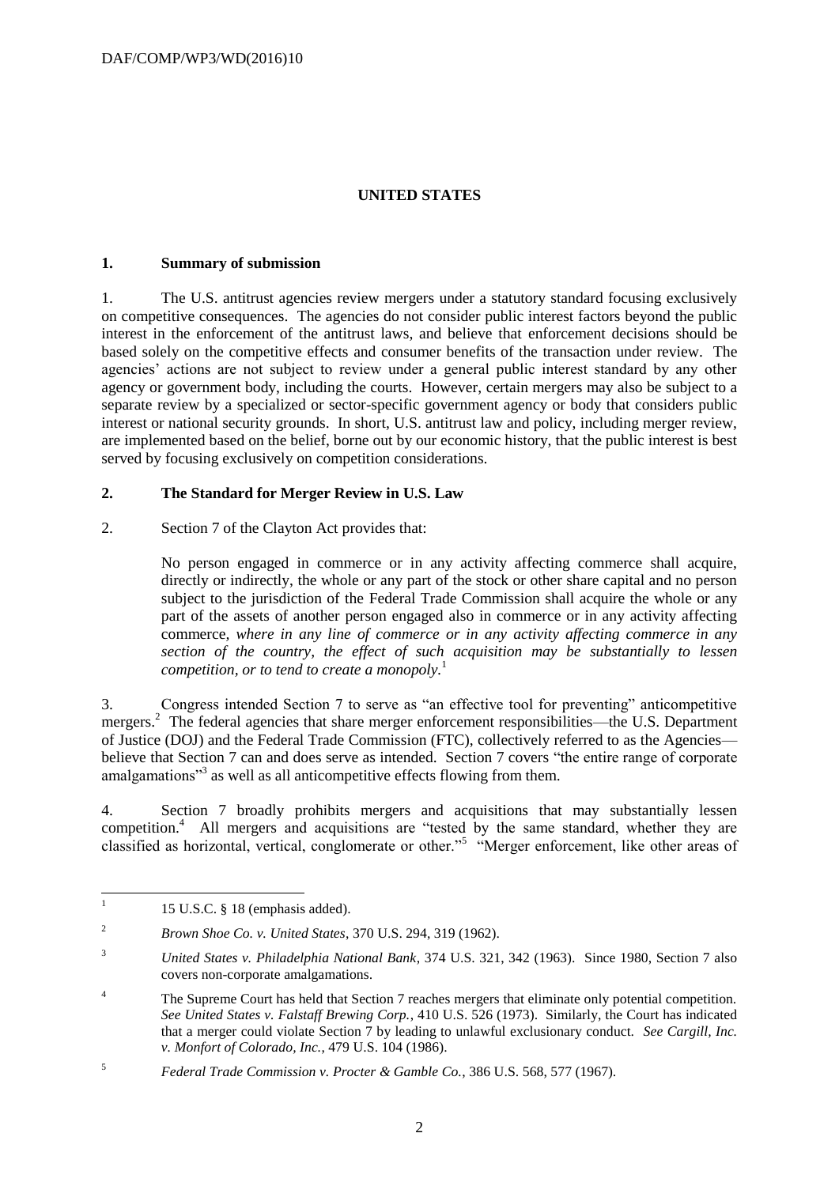# UNITED STATES

## 1. Summary of submission

1. The U.S. antitrust agencies review mergers under a statutory standard focusing exclusively on competitive consequences. The agencies do not consider public interest factors beyond the public interest in the enforcement of the antitrust laws, and believe that enforcement decisions should be based solely on the competitive effects and consumer benefits of the transaction under review. The agencies' actions are not subject to review under a general public interest standard by any other agency or government body, including the courts. However, certain mergers may also be subject to a separate review by a specialized or sector-specific government agency or body that considers public interest or national security grounds. In short, U.S. antitrust law and policy, including merger review, are implemented based on the belief, borne out by our economic history, that the public interest is best served by focusing exclusively on competition considerations.

## 2. The Standard for Merger Review in U.S. Law

2. Section 7 of the Clayton Act provides that:

> No person engaged in commerce or in any activity affecting commerce shall acquire, directly or indirectly, the whole or any part of the stock or other share capital and no person subject to the jurisdiction of the Federal Trade Commission shall acquire the whole or any part of the assets of another person engaged also in commerce or in any activity affecting commerce, *where in any line of commerce or in any activity affecting commerce in any section of the country, the effect of such acquisition may be substantially to lessen competition, or to tend to create a monopoly.*[1]

3. Congress intended Section 7 to serve as "an effective tool for preventing" anticompetitive mergers.[2] The federal agencies that share merger enforcement responsibilities—the U.S. Department of Justice (DOJ) and the Federal Trade Commission (FTC), collectively referred to as the Agencies—believe that Section 7 can and does serve as intended. Section 7 covers "the entire range of corporate amalgamations"[3] as well as all anticompetitive effects flowing from them.

4. Section 7 broadly prohibits mergers and acquisitions that may substantially lessen competition.[4] All mergers and acquisitions are "tested by the same standard, whether they are classified as horizontal, vertical, conglomerate or other."[5] "Merger enforcement, like other areas of

---

[1] 15 U.S.C. § 18 (emphasis added).

[2] *Brown Shoe Co. v. United States*, 370 U.S. 294, 319 (1962).

[3] *United States v. Philadelphia National Bank*, 374 U.S. 321, 342 (1963). Since 1980, Section 7 also covers non-corporate amalgamations.

[4] The Supreme Court has held that Section 7 reaches mergers that eliminate only potential competition. *See United States v. Falstaff Brewing Corp.*, 410 U.S. 526 (1973). Similarly, the Court has indicated that a merger could violate Section 7 by leading to unlawful exclusionary conduct. *See Cargill, Inc. v. Monfort of Colorado, Inc.*, 479 U.S. 104 (1986).

[5] *Federal Trade Commission v. Procter & Gamble Co.*, 386 U.S. 568, 577 (1967).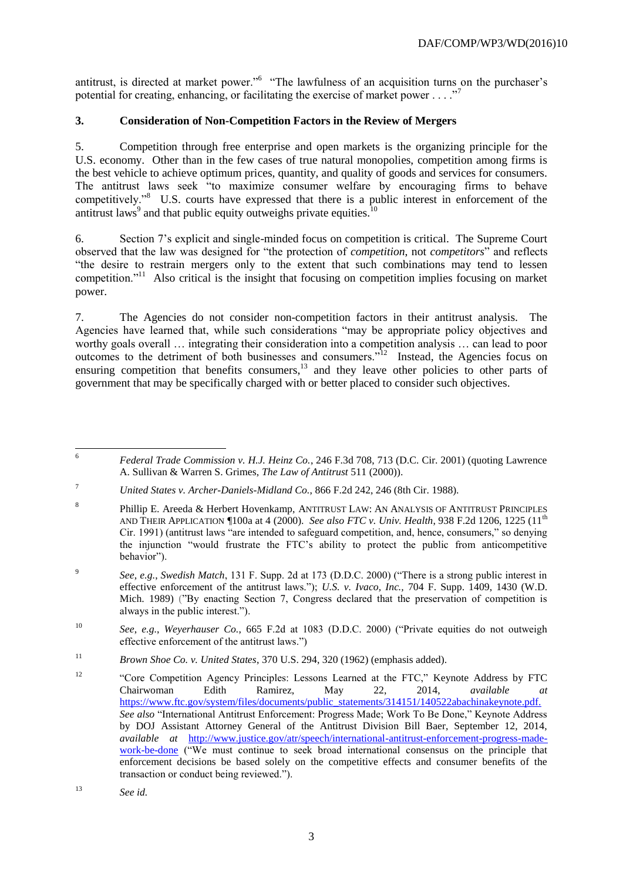antitrust, is directed at market power."[6] "The lawfulness of an acquisition turns on the purchaser's potential for creating, enhancing, or facilitating the exercise of market power . . . ."[7]

### 3. Consideration of Non-Competition Factors in the Review of Mergers

5. Competition through free enterprise and open markets is the organizing principle for the U.S. economy. Other than in the few cases of true natural monopolies, competition among firms is the best vehicle to achieve optimum prices, quantity, and quality of goods and services for consumers. The antitrust laws seek "to maximize consumer welfare by encouraging firms to behave competitively."[8] U.S. courts have expressed that there is a public interest in enforcement of the antitrust laws[9] and that public equity outweighs private equities.[10]

6. Section 7's explicit and single-minded focus on competition is critical. The Supreme Court observed that the law was designed for "the protection of *competition*, not *competitors*" and reflects "the desire to restrain mergers only to the extent that such combinations may tend to lessen competition."[11] Also critical is the insight that focusing on competition implies focusing on market power.

7. The Agencies do not consider non-competition factors in their antitrust analysis. The Agencies have learned that, while such considerations "may be appropriate policy objectives and worthy goals overall … integrating their consideration into a competition analysis … can lead to poor outcomes to the detriment of both businesses and consumers."[12] Instead, the Agencies focus on ensuring competition that benefits consumers,[13] and they leave other policies to other parts of government that may be specifically charged with or better placed to consider such objectives.

---

[6] *Federal Trade Commission v. H.J. Heinz Co.*, 246 F.3d 708, 713 (D.C. Cir. 2001) (quoting Lawrence A. Sullivan & Warren S. Grimes, *The Law of Antitrust* 511 (2000)).

[7] *United States v. Archer-Daniels-Midland Co.*, 866 F.2d 242, 246 (8th Cir. 1988).

[8] Phillip E. Areeda & Herbert Hovenkamp, ANTITRUST LAW: AN ANALYSIS OF ANTITRUST PRINCIPLES AND THEIR APPLICATION ¶100a at 4 (2000). *See also FTC v. Univ. Health*, 938 F.2d 1206, 1225 (11th Cir. 1991) (antitrust laws "are intended to safeguard competition, and, hence, consumers," so denying the injunction "would frustrate the FTC's ability to protect the public from anticompetitive behavior").

[9] *See, e.g., Swedish Match*, 131 F. Supp. 2d at 173 (D.D.C. 2000) ("There is a strong public interest in effective enforcement of the antitrust laws."); *U.S. v. Ivaco, Inc.*, 704 F. Supp. 1409, 1430 (W.D. Mich. 1989) ("By enacting Section 7, Congress declared that the preservation of competition is always in the public interest.").

[10] *See, e.g., Weyerhauser Co.*, 665 F.2d at 1083 (D.D.C. 2000) ("Private equities do not outweigh effective enforcement of the antitrust laws.")

[11] *Brown Shoe Co. v. United States*, 370 U.S. 294, 320 (1962) (emphasis added).

[12] "Core Competition Agency Principles: Lessons Learned at the FTC," Keynote Address by FTC Chairwoman Edith Ramirez, May 22, 2014, *available at* https://www.ftc.gov/system/files/documents/public_statements/314151/140522abachinakeynote.pdf. *See also* "International Antitrust Enforcement: Progress Made; Work To Be Done," Keynote Address by DOJ Assistant Attorney General of the Antitrust Division Bill Baer, September 12, 2014, *available at* http://www.justice.gov/atr/speech/international-antitrust-enforcement-progress-made-work-be-done ("We must continue to seek broad international consensus on the principle that enforcement decisions be based solely on the competitive effects and consumer benefits of the transaction or conduct being reviewed.").

[13] *See id.*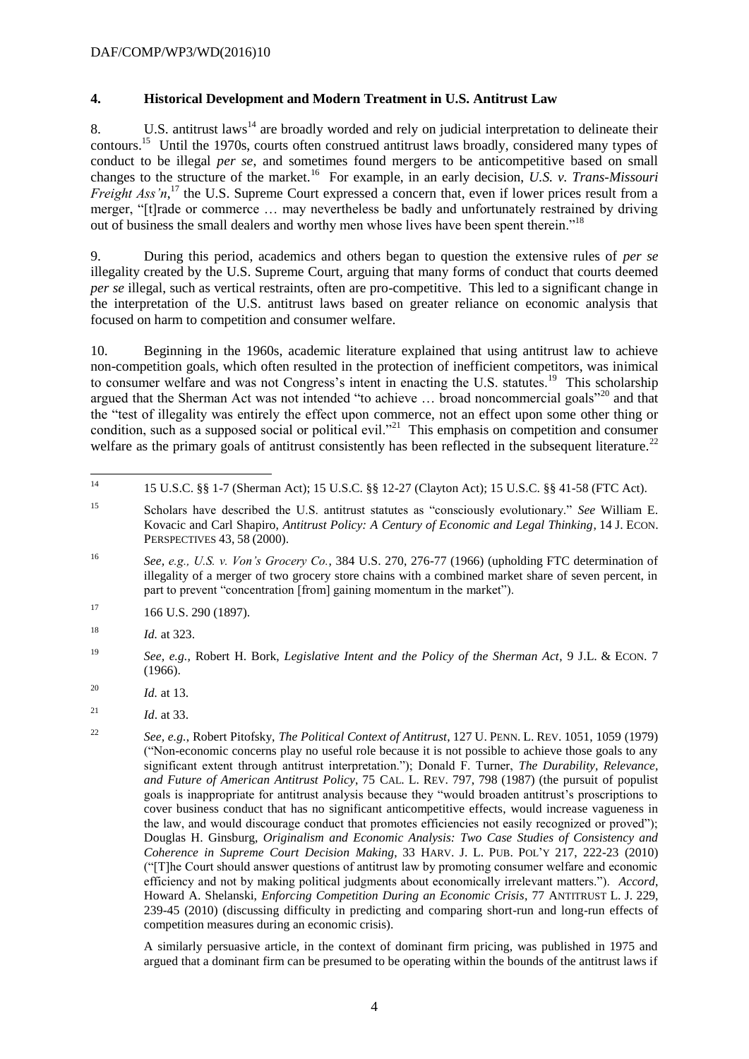## 4. Historical Development and Modern Treatment in U.S. Antitrust Law

8. U.S. antitrust laws[14] are broadly worded and rely on judicial interpretation to delineate their contours.[15] Until the 1970s, courts often construed antitrust laws broadly, considered many types of conduct to be illegal *per se*, and sometimes found mergers to be anticompetitive based on small changes to the structure of the market.[16] For example, in an early decision, *U.S. v. Trans-Missouri Freight Ass'n*,[17] the U.S. Supreme Court expressed a concern that, even if lower prices result from a merger, "[t]rade or commerce … may nevertheless be badly and unfortunately restrained by driving out of business the small dealers and worthy men whose lives have been spent therein."[18]

9. During this period, academics and others began to question the extensive rules of *per se* illegality created by the U.S. Supreme Court, arguing that many forms of conduct that courts deemed *per se* illegal, such as vertical restraints, often are pro-competitive. This led to a significant change in the interpretation of the U.S. antitrust laws based on greater reliance on economic analysis that focused on harm to competition and consumer welfare.

10. Beginning in the 1960s, academic literature explained that using antitrust law to achieve non-competition goals, which often resulted in the protection of inefficient competitors, was inimical to consumer welfare and was not Congress's intent in enacting the U.S. statutes.[19] This scholarship argued that the Sherman Act was not intended "to achieve … broad noncommercial goals"[20] and that the "test of illegality was entirely the effect upon commerce, not an effect upon some other thing or condition, such as a supposed social or political evil."[21] This emphasis on competition and consumer welfare as the primary goals of antitrust consistently has been reflected in the subsequent literature.[22]

---

[14] 15 U.S.C. §§ 1-7 (Sherman Act); 15 U.S.C. §§ 12-27 (Clayton Act); 15 U.S.C. §§ 41-58 (FTC Act).

[15] Scholars have described the U.S. antitrust statutes as "consciously evolutionary." *See* William E. Kovacic and Carl Shapiro, *Antitrust Policy: A Century of Economic and Legal Thinking*, 14 J. ECON. PERSPECTIVES 43, 58 (2000).

[16] *See, e.g., U.S. v. Von's Grocery Co.*, 384 U.S. 270, 276-77 (1966) (upholding FTC determination of illegality of a merger of two grocery store chains with a combined market share of seven percent, in part to prevent "concentration [from] gaining momentum in the market").

[17] 166 U.S. 290 (1897).

[18] *Id.* at 323.

[19] *See, e.g.,* Robert H. Bork, *Legislative Intent and the Policy of the Sherman Act*, 9 J.L. & ECON. 7 (1966).

[20] *Id.* at 13.

[21] *Id*. at 33.

[22] *See, e.g.*, Robert Pitofsky, *The Political Context of Antitrust*, 127 U. PENN. L. REV. 1051, 1059 (1979) ("Non-economic concerns play no useful role because it is not possible to achieve those goals to any significant extent through antitrust interpretation."); Donald F. Turner, *The Durability, Relevance, and Future of American Antitrust Policy*, 75 CAL. L. REV. 797, 798 (1987) (the pursuit of populist goals is inappropriate for antitrust analysis because they "would broaden antitrust's proscriptions to cover business conduct that has no significant anticompetitive effects, would increase vagueness in the law, and would discourage conduct that promotes efficiencies not easily recognized or proved"); Douglas H. Ginsburg, *Originalism and Economic Analysis: Two Case Studies of Consistency and Coherence in Supreme Court Decision Making*, 33 HARV. J. L. PUB. POL'Y 217, 222-23 (2010) ("[T]he Court should answer questions of antitrust law by promoting consumer welfare and economic efficiency and not by making political judgments about economically irrelevant matters."). *Accord*, Howard A. Shelanski, *Enforcing Competition During an Economic Crisis*, 77 ANTITRUST L. J. 229, 239-45 (2010) (discussing difficulty in predicting and comparing short-run and long-run effects of competition measures during an economic crisis).

A similarly persuasive article, in the context of dominant firm pricing, was published in 1975 and argued that a dominant firm can be presumed to be operating within the bounds of the antitrust laws if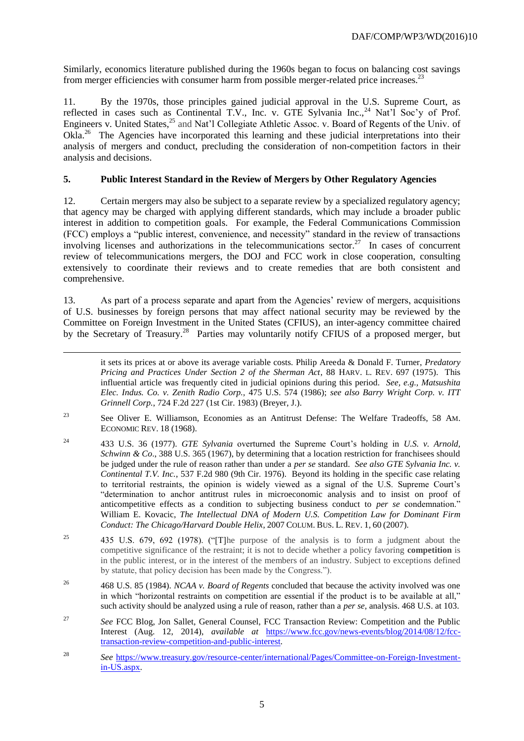Similarly, economics literature published during the 1960s began to focus on balancing cost savings from merger efficiencies with consumer harm from possible merger-related price increases.[23]

11. By the 1970s, those principles gained judicial approval in the U.S. Supreme Court, as reflected in cases such as Continental T.V., Inc. v. GTE Sylvania Inc.,[24] Nat'l Soc'y of Prof. Engineers v. United States,[25] and Nat'l Collegiate Athletic Assoc. v. Board of Regents of the Univ. of Okla.[26] The Agencies have incorporated this learning and these judicial interpretations into their analysis of mergers and conduct, precluding the consideration of non-competition factors in their analysis and decisions.

## 5. Public Interest Standard in the Review of Mergers by Other Regulatory Agencies

12. Certain mergers may also be subject to a separate review by a specialized regulatory agency; that agency may be charged with applying different standards, which may include a broader public interest in addition to competition goals. For example, the Federal Communications Commission (FCC) employs a "public interest, convenience, and necessity" standard in the review of transactions involving licenses and authorizations in the telecommunications sector.[27] In cases of concurrent review of telecommunications mergers, the DOJ and FCC work in close cooperation, consulting extensively to coordinate their reviews and to create remedies that are both consistent and comprehensive.

13. As part of a process separate and apart from the Agencies' review of mergers, acquisitions of U.S. businesses by foreign persons that may affect national security may be reviewed by the Committee on Foreign Investment in the United States (CFIUS), an inter-agency committee chaired by the Secretary of Treasury.[28] Parties may voluntarily notify CFIUS of a proposed merger, but

---

it sets its prices at or above its average variable costs. Philip Areeda & Donald F. Turner, *Predatory Pricing and Practices Under Section 2 of the Sherman Act*, 88 HARV. L. REV. 697 (1975). This influential article was frequently cited in judicial opinions during this period. *See, e.g., Matsushita Elec. Indus. Co. v. Zenith Radio Corp.*, 475 U.S. 574 (1986); *see also Barry Wright Corp. v. ITT Grinnell Corp.*, 724 F.2d 227 (1st Cir. 1983) (Breyer, J.).

[23] See Oliver E. Williamson, Economies as an Antitrust Defense: The Welfare Tradeoffs, 58 AM. ECONOMIC REV. 18 (1968).

[24] 433 U.S. 36 (1977). *GTE Sylvania* overturned the Supreme Court's holding in *U.S. v. Arnold, Schwinn & Co*., 388 U.S. 365 (1967), by determining that a location restriction for franchisees should be judged under the rule of reason rather than under a *per se* standard. *See also GTE Sylvania Inc. v. Continental T.V. Inc.*, 537 F.2d 980 (9th Cir. 1976). Beyond its holding in the specific case relating to territorial restraints, the opinion is widely viewed as a signal of the U.S. Supreme Court's "determination to anchor antitrust rules in microeconomic analysis and to insist on proof of anticompetitive effects as a condition to subjecting business conduct to *per se* condemnation." William E. Kovacic, *The Intellectual DNA of Modern U.S. Competition Law for Dominant Firm Conduct: The Chicago/Harvard Double Helix*, 2007 COLUM. BUS. L. REV. 1, 60 (2007).

[25] 435 U.S. 679, 692 (1978). ("[T]he purpose of the analysis is to form a judgment about the competitive significance of the restraint; it is not to decide whether a policy favoring **competition** is in the public interest, or in the interest of the members of an industry. Subject to exceptions defined by statute, that policy decision has been made by the Congress.").

[26] 468 U.S. 85 (1984). *NCAA v. Board of Regents* concluded that because the activity involved was one in which "horizontal restraints on competition are essential if the product is to be available at all," such activity should be analyzed using a rule of reason, rather than a *per se*, analysis. 468 U.S. at 103.

[27] *See* FCC Blog, Jon Sallet, General Counsel, FCC Transaction Review: Competition and the Public Interest (Aug. 12, 2014), *available at* https://www.fcc.gov/news-events/blog/2014/08/12/fcc-transaction-review-competition-and-public-interest.

[28] *See* https://www.treasury.gov/resource-center/international/Pages/Committee-on-Foreign-Investment-in-US.aspx.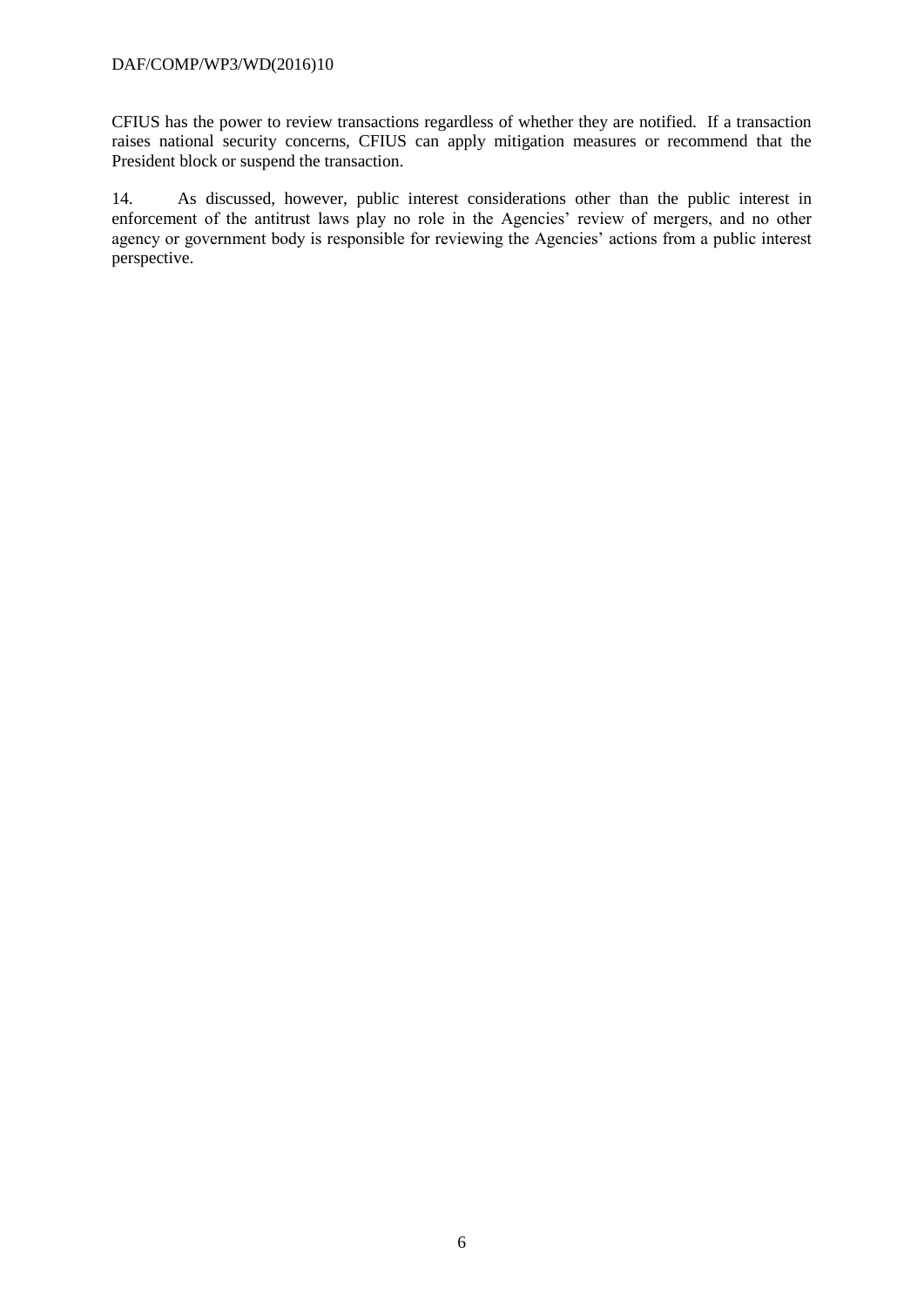CFIUS has the power to review transactions regardless of whether they are notified. If a transaction raises national security concerns, CFIUS can apply mitigation measures or recommend that the President block or suspend the transaction.

14. As discussed, however, public interest considerations other than the public interest in enforcement of the antitrust laws play no role in the Agencies' review of mergers, and no other agency or government body is responsible for reviewing the Agencies' actions from a public interest perspective.